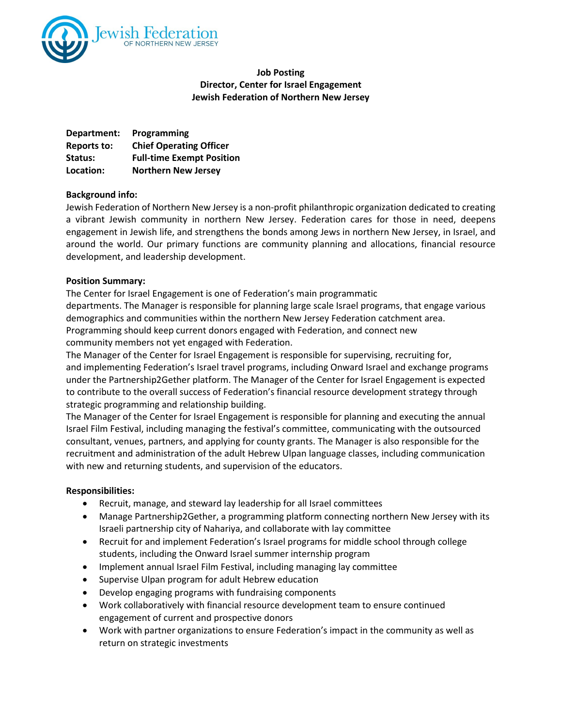**Job Posting**
**Director, Center for Israel Engagement**
**Jewish Federation of Northern New Jersey**

**Department:** **Programming**
**Reports to:** **Chief Operating Officer**
**Status:** **Full-time Exempt Position**
**Location:** **Northern New Jersey**

**Background info:**

Jewish Federation of Northern New Jersey is a non-profit philanthropic organization dedicated to creating a vibrant Jewish community in northern New Jersey. Federation cares for those in need, deepens engagement in Jewish life, and strengthens the bonds among Jews in northern New Jersey, in Israel, and around the world. Our primary functions are community planning and allocations, financial resource development, and leadership development.

**Position Summary:**

The Center for Israel Engagement is one of Federation's main programmatic departments. The Manager is responsible for planning large scale Israel programs, that engage various demographics and communities within the northern New Jersey Federation catchment area. Programming should keep current donors engaged with Federation, and connect new community members not yet engaged with Federation.

The Manager of the Center for Israel Engagement is responsible for supervising, recruiting for, and implementing Federation's Israel travel programs, including Onward Israel and exchange programs under the Partnership2Gether platform. The Manager of the Center for Israel Engagement is expected to contribute to the overall success of Federation's financial resource development strategy through strategic programming and relationship building.

The Manager of the Center for Israel Engagement is responsible for planning and executing the annual Israel Film Festival, including managing the festival's committee, communicating with the outsourced consultant, venues, partners, and applying for county grants. The Manager is also responsible for the recruitment and administration of the adult Hebrew Ulpan language classes, including communication with new and returning students, and supervision of the educators.

**Responsibilities:**

- Recruit, manage, and steward lay leadership for all Israel committees
- Manage Partnership2Gether, a programming platform connecting northern New Jersey with its Israeli partnership city of Nahariya, and collaborate with lay committee
- Recruit for and implement Federation's Israel programs for middle school through college students, including the Onward Israel summer internship program
- Implement annual Israel Film Festival, including managing lay committee
- Supervise Ulpan program for adult Hebrew education
- Develop engaging programs with fundraising components
- Work collaboratively with financial resource development team to ensure continued engagement of current and prospective donors
- Work with partner organizations to ensure Federation's impact in the community as well as return on strategic investments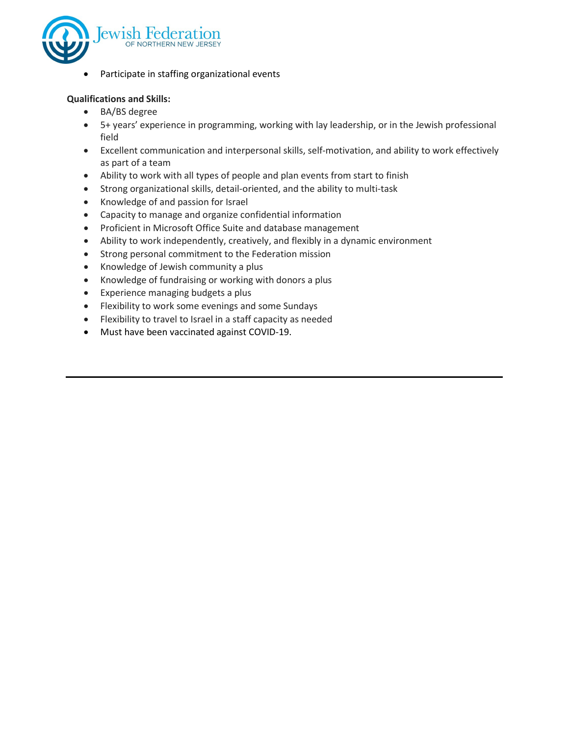- Participate in staffing organizational events

**Qualifications and Skills:**

- BA/BS degree
- 5+ years' experience in programming, working with lay leadership, or in the Jewish professional field
- Excellent communication and interpersonal skills, self-motivation, and ability to work effectively as part of a team
- Ability to work with all types of people and plan events from start to finish
- Strong organizational skills, detail-oriented, and the ability to multi-task
- Knowledge of and passion for Israel
- Capacity to manage and organize confidential information
- Proficient in Microsoft Office Suite and database management
- Ability to work independently, creatively, and flexibly in a dynamic environment
- Strong personal commitment to the Federation mission
- Knowledge of Jewish community a plus
- Knowledge of fundraising or working with donors a plus
- Experience managing budgets a plus
- Flexibility to work some evenings and some Sundays
- Flexibility to travel to Israel in a staff capacity as needed
- Must have been vaccinated against COVID-19.

---